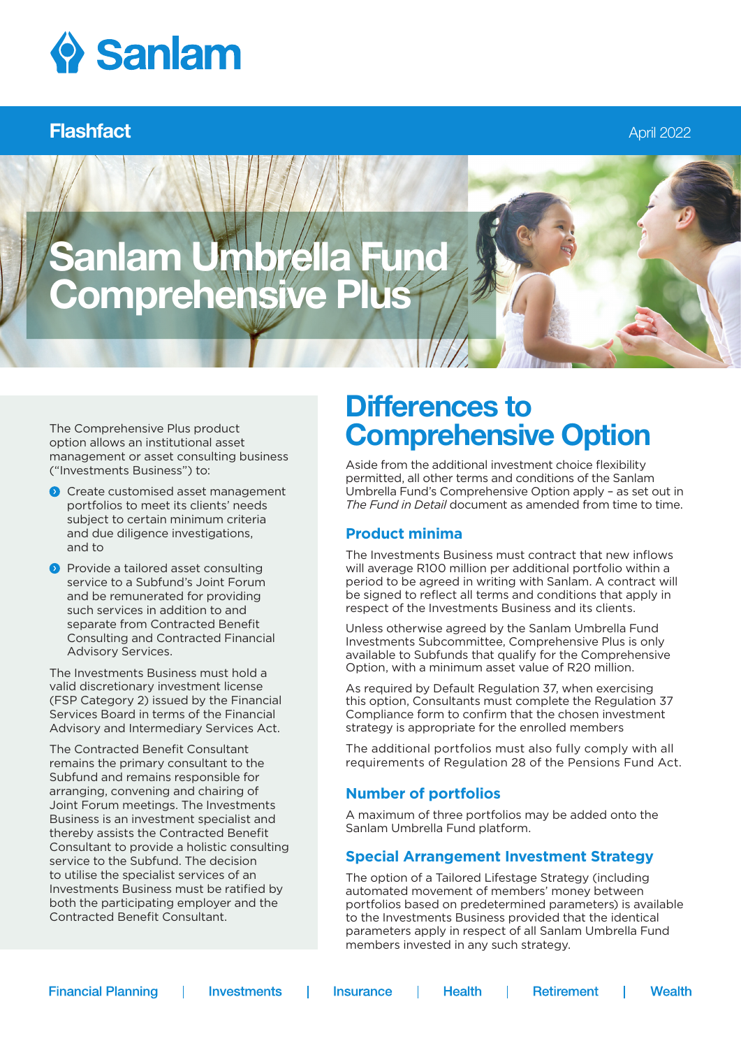Sanlam

Flashfact

April 2022

# Sanlam Umbrella Fund Comprehensive Plus

The Comprehensive Plus product option allows an institutional asset management or asset consulting business ("Investments Business") to:

- Create customised asset management portfolios to meet its clients' needs subject to certain minimum criteria and due diligence investigations, and to
- Provide a tailored asset consulting service to a Subfund's Joint Forum and be remunerated for providing such services in addition to and separate from Contracted Benefit Consulting and Contracted Financial Advisory Services.

The Investments Business must hold a valid discretionary investment license (FSP Category 2) issued by the Financial Services Board in terms of the Financial Advisory and Intermediary Services Act.

The Contracted Benefit Consultant remains the primary consultant to the Subfund and remains responsible for arranging, convening and chairing of Joint Forum meetings. The Investments Business is an investment specialist and thereby assists the Contracted Benefit Consultant to provide a holistic consulting service to the Subfund. The decision to utilise the specialist services of an Investments Business must be ratified by both the participating employer and the Contracted Benefit Consultant.

## Differences to Comprehensive Option

Aside from the additional investment choice flexibility permitted, all other terms and conditions of the Sanlam Umbrella Fund's Comprehensive Option apply – as set out in *The Fund in Detail* document as amended from time to time.

### Product minima

The Investments Business must contract that new inflows will average R100 million per additional portfolio within a period to be agreed in writing with Sanlam. A contract will be signed to reflect all terms and conditions that apply in respect of the Investments Business and its clients.

Unless otherwise agreed by the Sanlam Umbrella Fund Investments Subcommittee, Comprehensive Plus is only available to Subfunds that qualify for the Comprehensive Option, with a minimum asset value of R20 million.

As required by Default Regulation 37, when exercising this option, Consultants must complete the Regulation 37 Compliance form to confirm that the chosen investment strategy is appropriate for the enrolled members

The additional portfolios must also fully comply with all requirements of Regulation 28 of the Pensions Fund Act.

### Number of portfolios

A maximum of three portfolios may be added onto the Sanlam Umbrella Fund platform.

### Special Arrangement Investment Strategy

The option of a Tailored Lifestage Strategy (including automated movement of members' money between portfolios based on predetermined parameters) is available to the Investments Business provided that the identical parameters apply in respect of all Sanlam Umbrella Fund members invested in any such strategy.

Financial Planning | Investments | Insurance | Health | Retirement | Wealth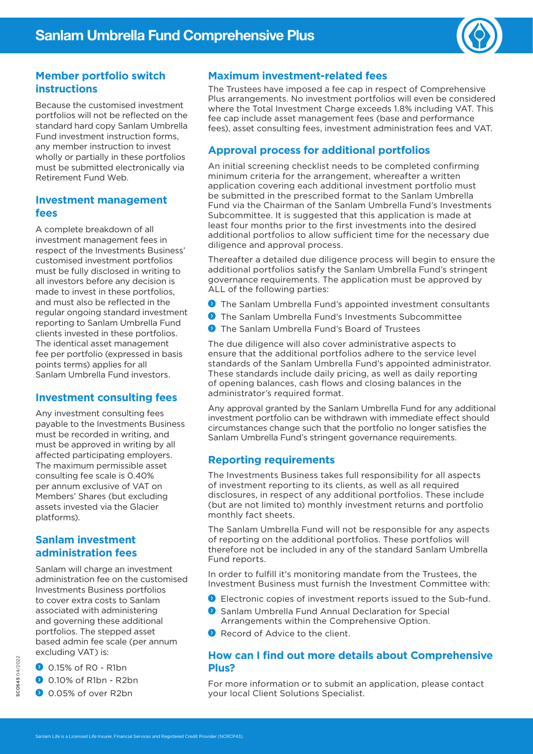# Sanlam Umbrella Fund Comprehensive Plus

## Member portfolio switch instructions

Because the customised investment portfolios will not be reflected on the standard hard copy Sanlam Umbrella Fund investment instruction forms, any member instruction to invest wholly or partially in these portfolios must be submitted electronically via Retirement Fund Web.

## Investment management fees

A complete breakdown of all investment management fees in respect of the Investments Business' customised investment portfolios must be fully disclosed in writing to all investors before any decision is made to invest in these portfolios, and must also be reflected in the regular ongoing standard investment reporting to Sanlam Umbrella Fund clients invested in these portfolios. The identical asset management fee per portfolio (expressed in basis points terms) applies for all Sanlam Umbrella Fund investors.

## Investment consulting fees

Any investment consulting fees payable to the Investments Business must be recorded in writing, and must be approved in writing by all affected participating employers. The maximum permissible asset consulting fee scale is 0.40% per annum exclusive of VAT on Members' Shares (but excluding assets invested via the Glacier platforms).

## Sanlam investment administration fees

Sanlam will charge an investment administration fee on the customised Investments Business portfolios to cover extra costs to Sanlam associated with administering and governing these additional portfolios. The stepped asset based admin fee scale (per annum excluding VAT) is:

- 0.15% of R0 - R1bn
- 0.10% of R1bn - R2bn
- 0.05% of over R2bn

## Maximum investment-related fees

The Trustees have imposed a fee cap in respect of Comprehensive Plus arrangements. No investment portfolios will even be considered where the Total Investment Charge exceeds 1.8% including VAT. This fee cap include asset management fees (base and performance fees), asset consulting fees, investment administration fees and VAT.

## Approval process for additional portfolios

An initial screening checklist needs to be completed confirming minimum criteria for the arrangement, whereafter a written application covering each additional investment portfolio must be submitted in the prescribed format to the Sanlam Umbrella Fund via the Chairman of the Sanlam Umbrella Fund's Investments Subcommittee. It is suggested that this application is made at least four months prior to the first investments into the desired additional portfolios to allow sufficient time for the necessary due diligence and approval process.

Thereafter a detailed due diligence process will begin to ensure the additional portfolios satisfy the Sanlam Umbrella Fund's stringent governance requirements. The application must be approved by ALL of the following parties:

- The Sanlam Umbrella Fund's appointed investment consultants
- The Sanlam Umbrella Fund's Investments Subcommittee
- The Sanlam Umbrella Fund's Board of Trustees

The due diligence will also cover administrative aspects to ensure that the additional portfolios adhere to the service level standards of the Sanlam Umbrella Fund's appointed administrator. These standards include daily pricing, as well as daily reporting of opening balances, cash flows and closing balances in the administrator's required format.

Any approval granted by the Sanlam Umbrella Fund for any additional investment portfolio can be withdrawn with immediate effect should circumstances change such that the portfolio no longer satisfies the Sanlam Umbrella Fund's stringent governance requirements.

## Reporting requirements

The Investments Business takes full responsibility for all aspects of investment reporting to its clients, as well as all required disclosures, in respect of any additional portfolios. These include (but are not limited to) monthly investment returns and portfolio monthly fact sheets.

The Sanlam Umbrella Fund will not be responsible for any aspects of reporting on the additional portfolios. These portfolios will therefore not be included in any of the standard Sanlam Umbrella Fund reports.

In order to fulfill it's monitoring mandate from the Trustees, the Investment Business must furnish the Investment Committee with:

- Electronic copies of investment reports issued to the Sub-fund.
- Sanlam Umbrella Fund Annual Declaration for Special Arrangements within the Comprehensive Option.
- Record of Advice to the client.

## How can I find out more details about Comprehensive Plus?

For more information or to submit an application, please contact your local Client Solutions Specialist.

SC0545 04/2022

Sanlam Life is a Licensed Life Insurer, Financial Services and Registered Credit Provider (NCRCP43).